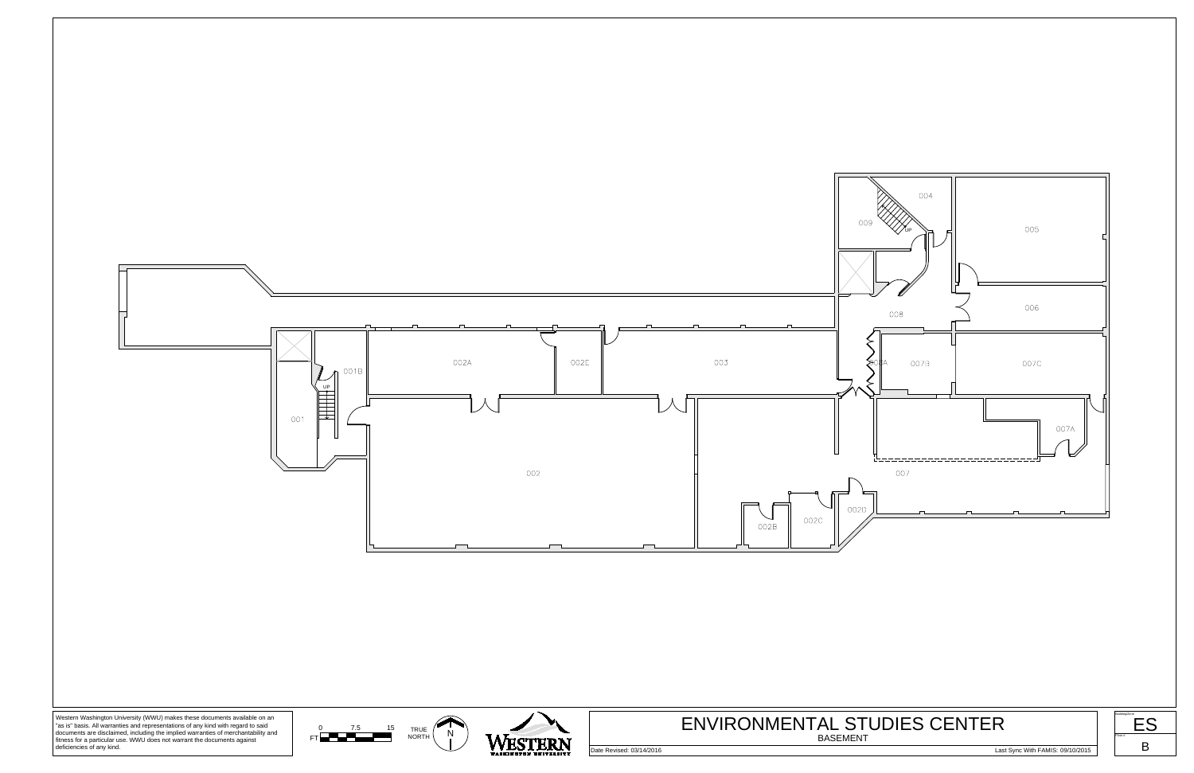004

009

UP

005

006

008

003

002A

002E

003A

007B

007C

001B

UP

001

007A

002

007

002D

002C

002B

Western Washington University (WWU) makes these documents available on an "as is" basis. All warranties and representations of any kind with regard to said documents are disclaimed, including the implied warranties of merchantability and fitness for a particular use. WWU does not warrant the documents against deficiencies of any kind.

0 7.5 15
FT

TRUE NORTH

N

WESTERN WASHINGTON UNIVERSITY

# ENVIRONMENTAL STUDIES CENTER

BASEMENT

Date Revised: 03/14/2016

Last Sync With FAMIS: 09/10/2015

ES

B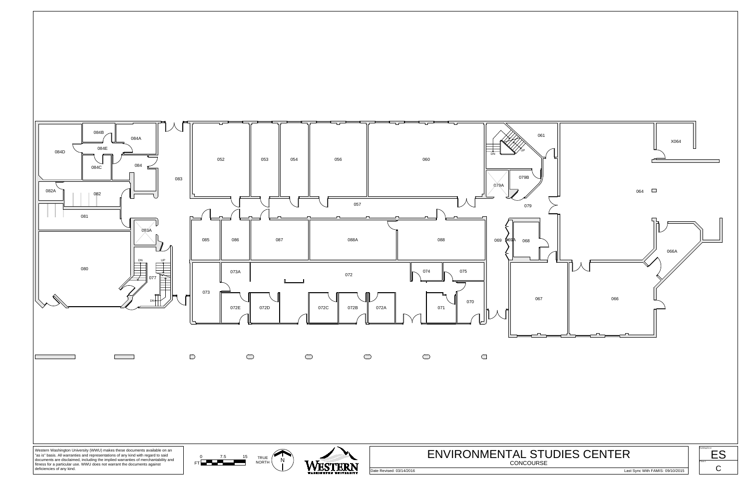# ENVIRONMENTAL STUDIES CENTER

CONCOURSE

052 053 054 056 060 061 X064 084B 084A 084E 084D 084C 084 083 082A 082 081 083A 080 077 085 086 087 088A 088 069 069A 068 066A 073A 072 074 075 073 072E 072D 072C 072B 072A 071 070 067 066 057 079A 079B 079 064

UP DN

Western Washington University (WWU) makes these documents available on an "as is" basis. All warranties and representations of any kind with regard to said documents are disclaimed, including the implied warranties of merchantability and fitness for a particular use. WWU does not warrant the documents against deficiencies of any kind.

FT 0 7.5 15

TRUE NORTH N

WESTERN WASHINGTON UNIVERSITY

Date Revised: 03/14/2016

Last Sync With FAMIS: 09/10/2015

ES

C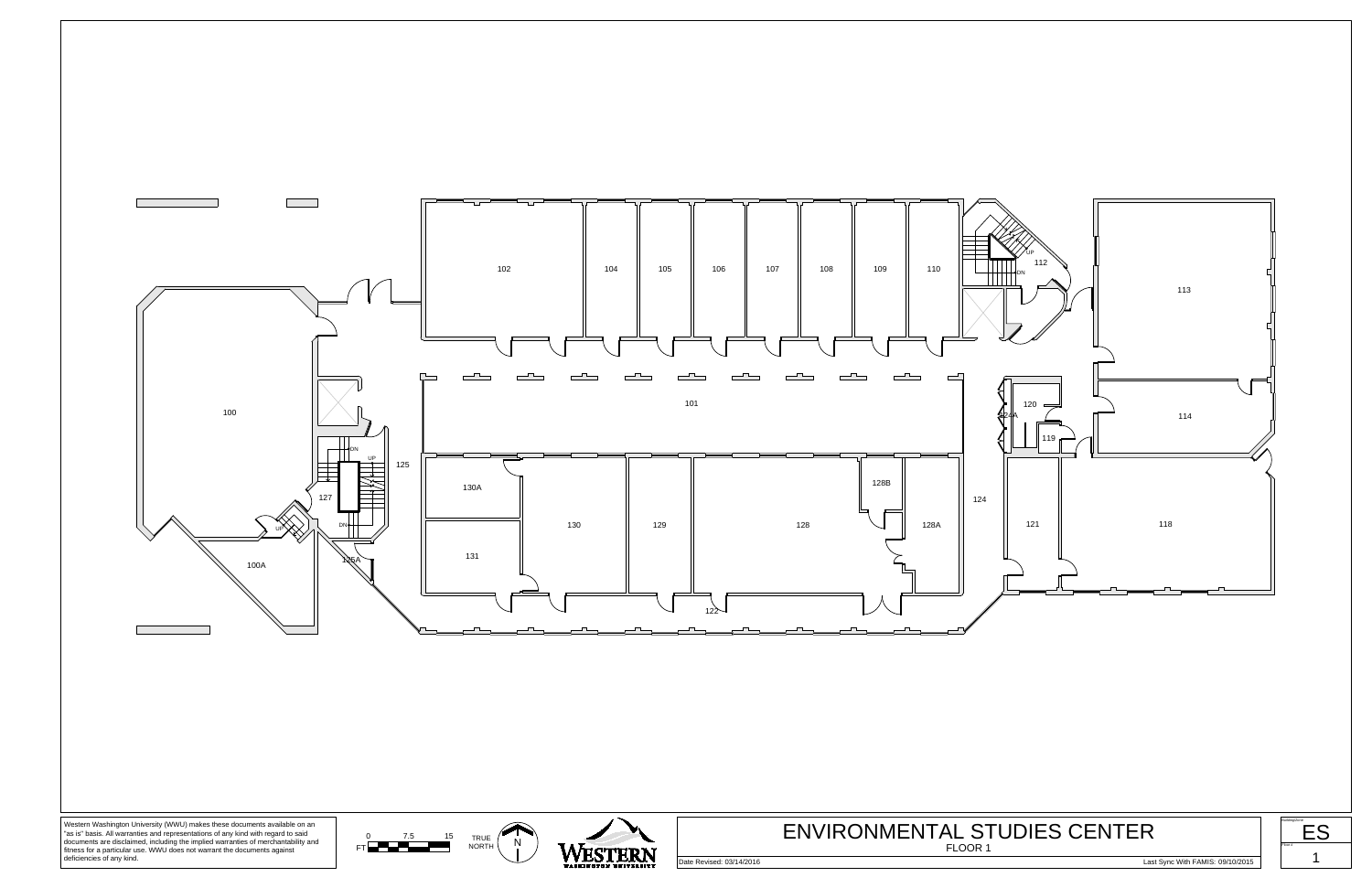100

100A

101

102

104

105

106

107

108

109

110

112

113

114

118

119

120

121

122

124

124A

125

125A

127

128

128A

128B

129

130

130A

131

UP

DN

Western Washington University (WWU) makes these documents available on an "as is" basis. All warranties and representations of any kind with regard to said documents are disclaimed, including the implied warranties of merchantability and fitness for a particular use. WWU does not warrant the documents against deficiencies of any kind.

0 7.5 15 FT

TRUE NORTH N

WESTERN WASHINGTON UNIVERSITY

# ENVIRONMENTAL STUDIES CENTER

FLOOR 1

Date Revised: 03/14/2016

Last Sync With FAMIS: 09/10/2015

ES

1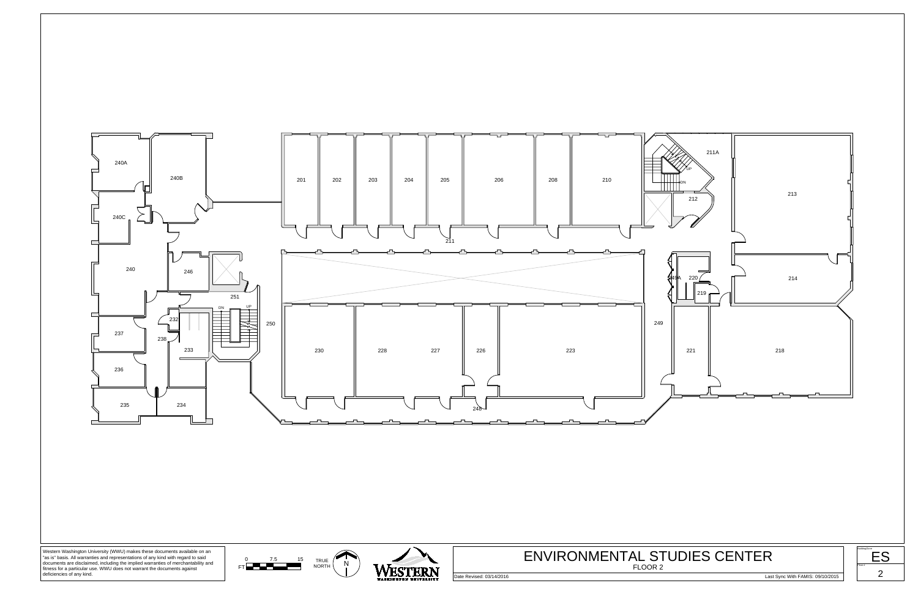240A

240B

240C

240

246

251

232

238

237

233

236

235

234

201

202

203

204

205

206

208

210

211

211A

212

213

214

220

249A

219

249

250

230

228

227

226

223

221

218

248

DN

UP

Western Washington University (WWU) makes these documents available on an "as is" basis. All warranties and representations of any kind with regard to said documents are disclaimed, including the implied warranties of merchantability and fitness for a particular use. WWU does not warrant the documents against deficiencies of any kind.

0 7.5 15
FT

TRUE NORTH

N

WESTERN WASHINGTON UNIVERSITY

# ENVIRONMENTAL STUDIES CENTER

FLOOR 2

Date Revised: 03/14/2016

Last Sync With FAMIS: 09/10/2015

ES

2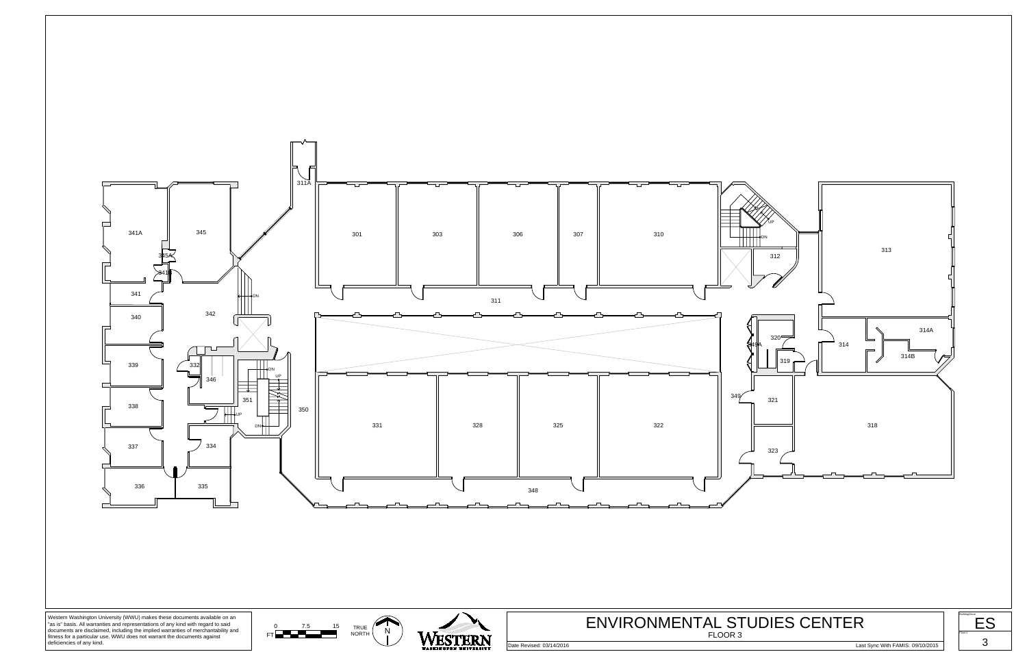# ENVIRONMENTAL STUDIES CENTER

FLOOR 3

341A 345 345A 341B 341 340 342 339 332 346 338 351 337 334 336 335 311A 301 303 306 307 310 311 350 331 328 325 322 348 312 320 349A 319 349 321 323 313 314 314A 314B 318

DN UP

Western Washington University (WWU) makes these documents available on an "as is" basis. All warranties and representations of any kind with regard to said documents are disclaimed, including the implied warranties of merchantability and fitness for a particular use. WWU does not warrant the documents against deficiencies of any kind.

0 7.5 15 FT

TRUE NORTH N

WESTERN WASHINGTON UNIVERSITY

Date Revised: 03/14/2016

Last Sync With FAMIS: 09/10/2015

ES

3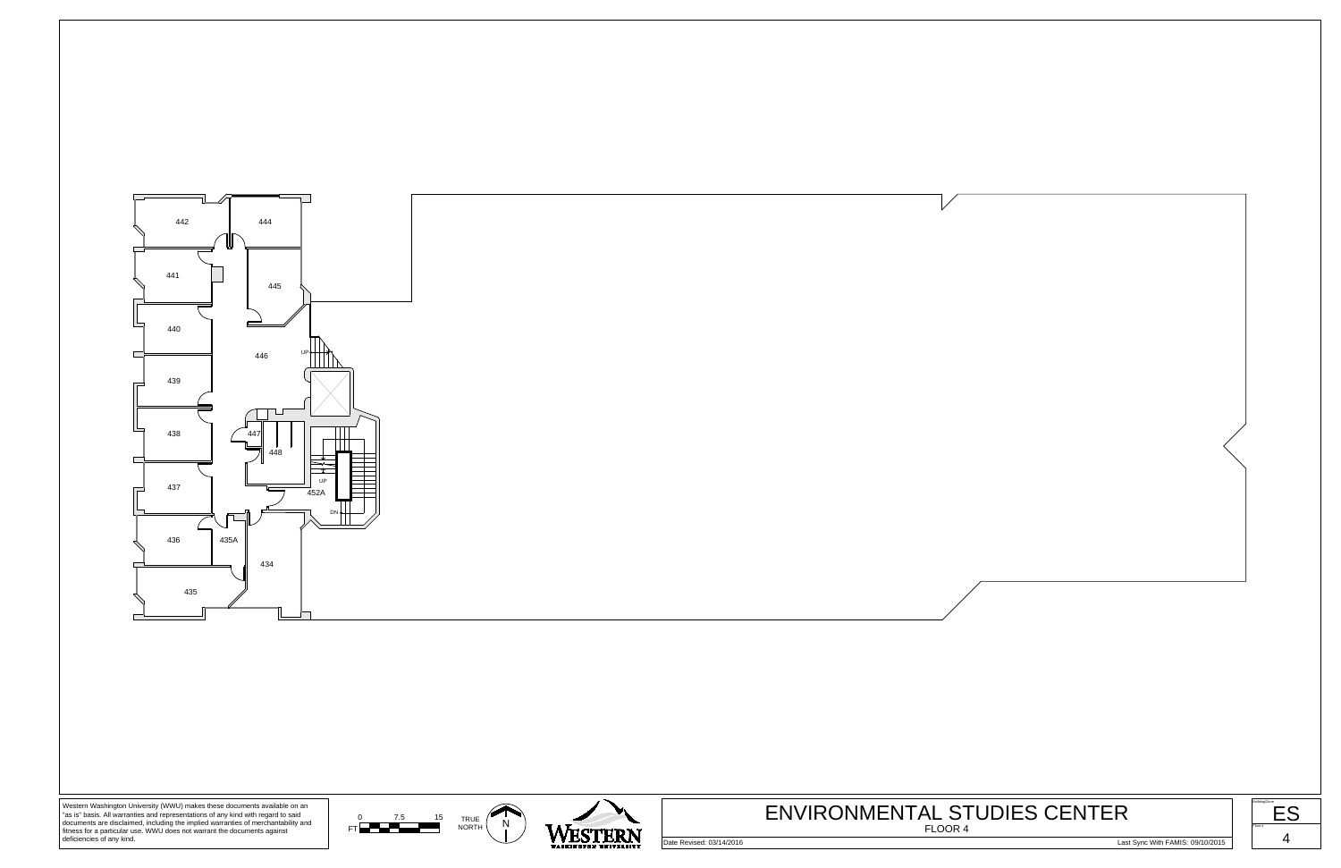442

444

441

445

440

446

UP

439

438

447

448

437

UP

452A

DN

436

435A

434

435

Western Washington University (WWU) makes these documents available on an "as is" basis. All warranties and representations of any kind with regard to said documents are disclaimed, including the implied warranties of merchantability and fitness for a particular use. WWU does not warrant the documents against deficiencies of any kind.

FT 0 7.5 15

TRUE NORTH

N

WESTERN WASHINGTON UNIVERSITY

# ENVIRONMENTAL STUDIES CENTER

FLOOR 4

Date Revised: 03/14/2016

Last Sync With FAMIS: 09/10/2015

ES

4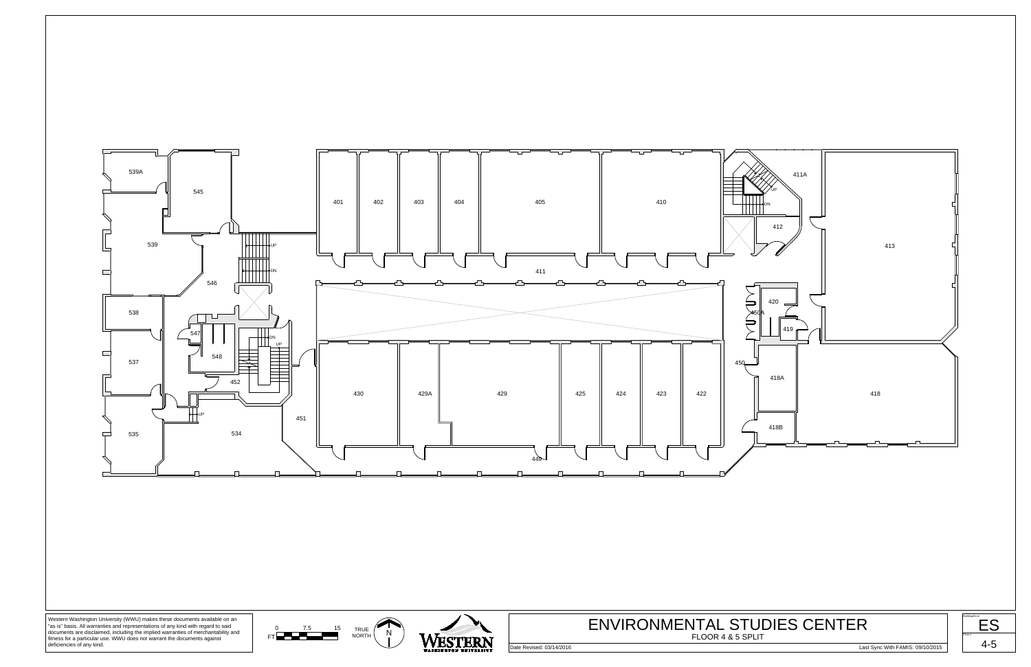# ENVIRONMENTAL STUDIES CENTER

FLOOR 4 & 5 SPLIT

539A
545
539
546
538
547
548
537
452
535
534
451
401
402
403
404
405
410
411
411A
412
413
420
450A
419
450
418A
418B
418
430
429A
429
425
424
423
422
449

UP
DN

0 7.5 15 FT

TRUE NORTH

N

WESTERN WASHINGTON UNIVERSITY

Western Washington University (WWU) makes these documents available on an "as is" basis. All warranties and representations of any kind with regard to said documents are disclaimed, including the implied warranties of merchantability and fitness for a particular use. WWU does not warrant the documents against deficiencies of any kind.

Date Revised: 03/14/2016

Last Sync With FAMIS: 09/10/2015

ES

4-5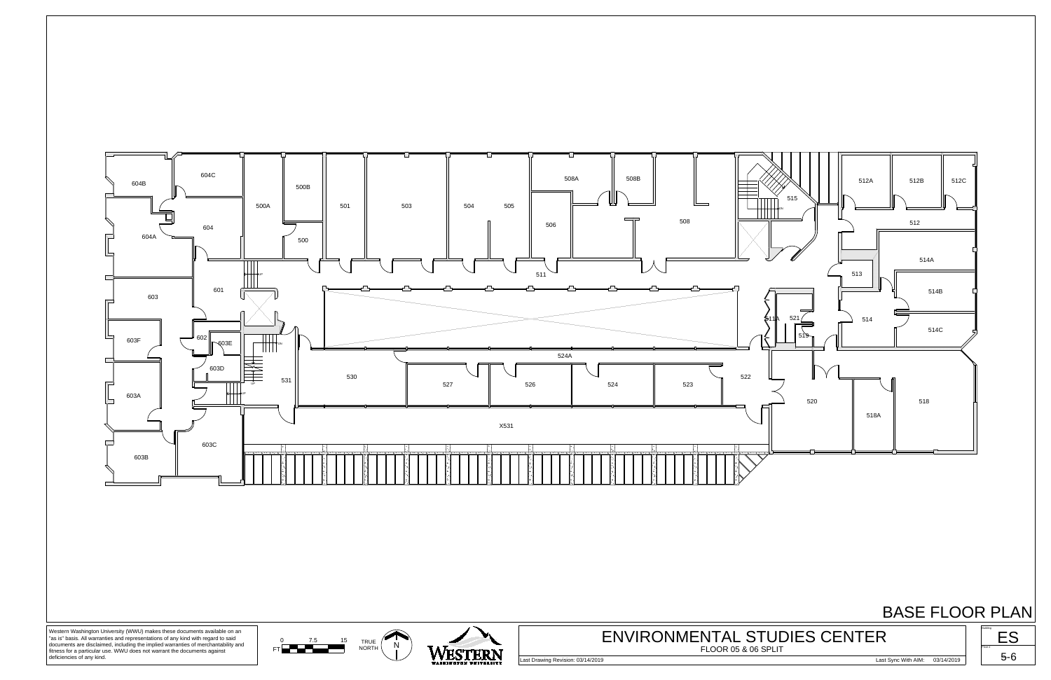# BASE FLOOR PLAN

604B
604C
500A
500B
500
501
503
504
505
508A
508B
506
508
515
512A
512B
512C
512
604A
604
514A
513
511
603
601
514B
514
511A
521
519
514C
603F
602
603E
524A
603D
531
530
527
526
524
523
522
520
518
518A
603A
X531
603C
603B

Western Washington University (WWU) makes these documents available on an "as is" basis. All warranties and representations of any kind with regard to said documents are disclaimed, including the implied warranties of merchantability and fitness for a particular use. WWU does not warrant the documents against deficiencies of any kind.

FT 0 7.5 15

TRUE NORTH N

WESTERN WASHINGTON UNIVERSITY

## ENVIRONMENTAL STUDIES CENTER

FLOOR 05 & 06 SPLIT

Last Drawing Revision: 03/14/2019

Last Sync With AIM: 03/14/2019

Building: ES

Floor: 5-6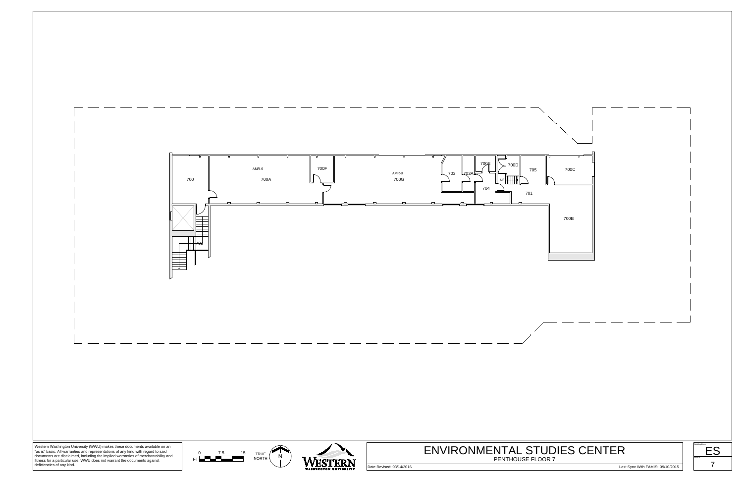AMR-6

700

700A

700F

AMR-8

700G

703

703A

700E

700D

705

700C

UP

704

701

700B

702

Western Washington University (WWU) makes these documents available on an "as is" basis. All warranties and representations of any kind with regard to said documents are disclaimed, including the implied warranties of merchantability and fitness for a particular use. WWU does not warrant the documents against deficiencies of any kind.

0 7.5 15

FT

TRUE NORTH

N

WESTERN WASHINGTON UNIVERSITY

# ENVIRONMENTAL STUDIES CENTER

PENTHOUSE FLOOR 7

Date Revised: 03/14/2016

Last Sync With FAMIS: 09/10/2015

ES

7